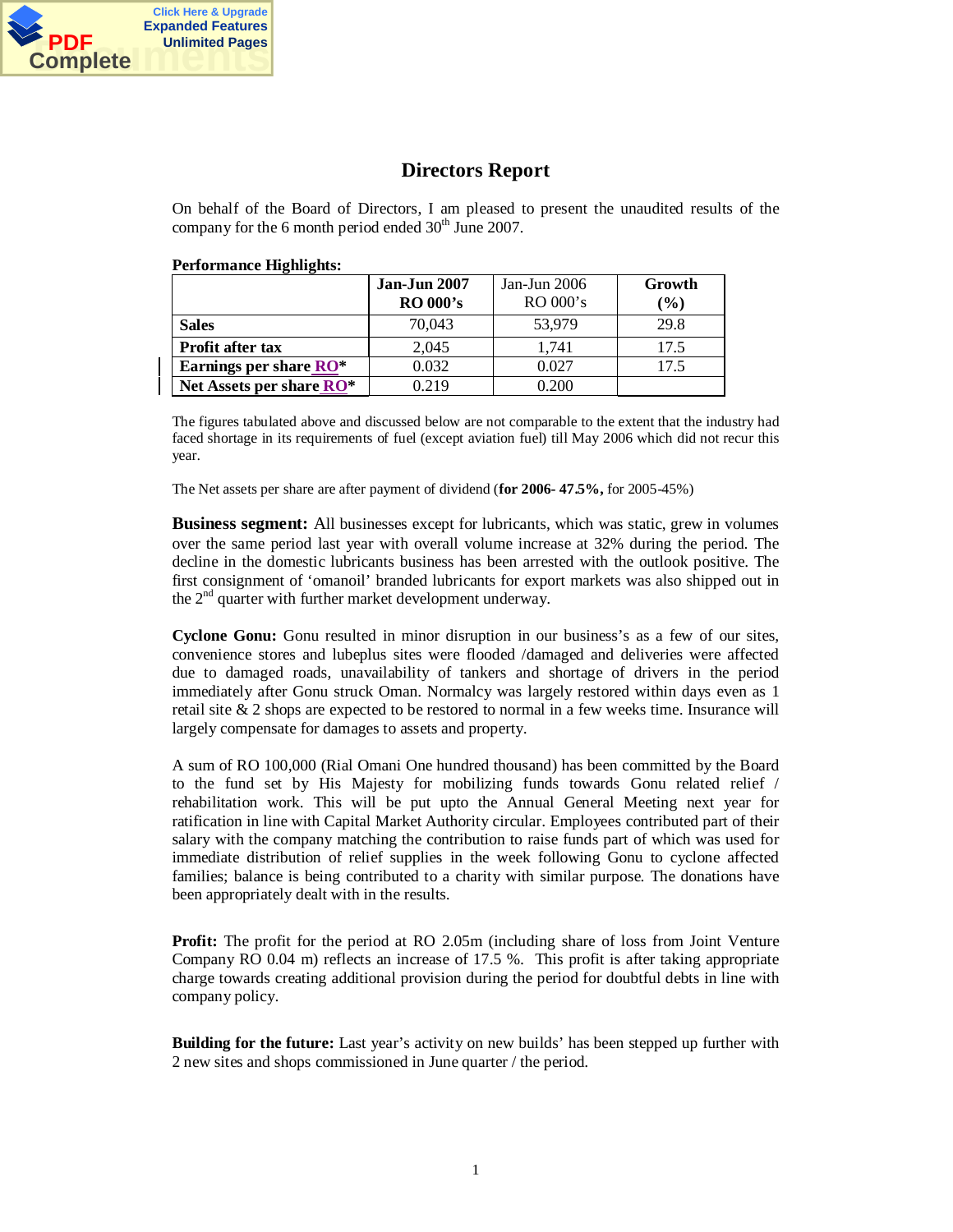# Directors Report

On behalf of the Board of Directors, I am pleased to present the unaudited results of the company for the 6 month period ended 30th June 2007.

**Performance Highlights:**

| | **Jan-Jun 2007 RO 000's** | Jan-Jun 2006 RO 000's | **Growth (%)** |
|---|---|---|---|
| **Sales** | 70,043 | 53,979 | 29.8 |
| **Profit after tax** | 2,045 | 1,741 | 17.5 |
| **Earnings per share RO*** | 0.032 | 0.027 | 17.5 |
| **Net Assets per share RO*** | 0.219 | 0.200 | |

The figures tabulated above and discussed below are not comparable to the extent that the industry had faced shortage in its requirements of fuel (except aviation fuel) till May 2006 which did not recur this year.

The Net assets per share are after payment of dividend (**for 2006- 47.5%,** for 2005-45%)

**Business segment:** All businesses except for lubricants, which was static, grew in volumes over the same period last year with overall volume increase at 32% during the period. The decline in the domestic lubricants business has been arrested with the outlook positive. The first consignment of 'omanoil' branded lubricants for export markets was also shipped out in the 2nd quarter with further market development underway.

**Cyclone Gonu:** Gonu resulted in minor disruption in our business's as a few of our sites, convenience stores and lubeplus sites were flooded /damaged and deliveries were affected due to damaged roads, unavailability of tankers and shortage of drivers in the period immediately after Gonu struck Oman. Normalcy was largely restored within days even as 1 retail site & 2 shops are expected to be restored to normal in a few weeks time. Insurance will largely compensate for damages to assets and property.

A sum of RO 100,000 (Rial Omani One hundred thousand) has been committed by the Board to the fund set by His Majesty for mobilizing funds towards Gonu related relief / rehabilitation work. This will be put upto the Annual General Meeting next year for ratification in line with Capital Market Authority circular. Employees contributed part of their salary with the company matching the contribution to raise funds part of which was used for immediate distribution of relief supplies in the week following Gonu to cyclone affected families; balance is being contributed to a charity with similar purpose. The donations have been appropriately dealt with in the results.

**Profit:** The profit for the period at RO 2.05m (including share of loss from Joint Venture Company RO 0.04 m) reflects an increase of 17.5 %. This profit is after taking appropriate charge towards creating additional provision during the period for doubtful debts in line with company policy.

**Building for the future:** Last year's activity on new builds' has been stepped up further with 2 new sites and shops commissioned in June quarter / the period.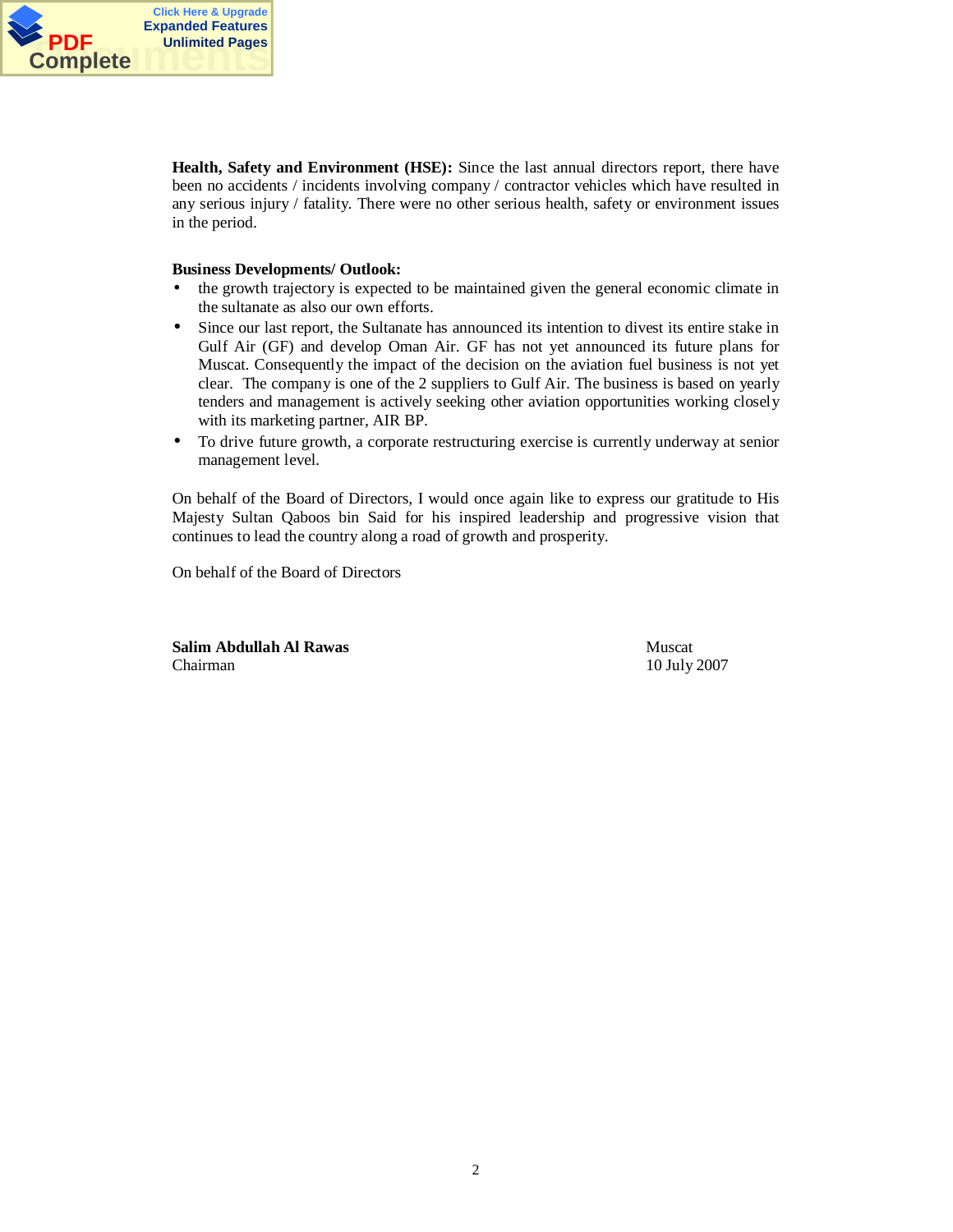**Health, Safety and Environment (HSE):** Since the last annual directors report, there have been no accidents / incidents involving company / contractor vehicles which have resulted in any serious injury / fatality. There were no other serious health, safety or environment issues in the period.

**Business Developments/ Outlook:**

- the growth trajectory is expected to be maintained given the general economic climate in the sultanate as also our own efforts.
- Since our last report, the Sultanate has announced its intention to divest its entire stake in Gulf Air (GF) and develop Oman Air. GF has not yet announced its future plans for Muscat. Consequently the impact of the decision on the aviation fuel business is not yet clear. The company is one of the 2 suppliers to Gulf Air. The business is based on yearly tenders and management is actively seeking other aviation opportunities working closely with its marketing partner, AIR BP.
- To drive future growth, a corporate restructuring exercise is currently underway at senior management level.

On behalf of the Board of Directors, I would once again like to express our gratitude to His Majesty Sultan Qaboos bin Said for his inspired leadership and progressive vision that continues to lead the country along a road of growth and prosperity.

On behalf of the Board of Directors

**Salim Abdullah Al Rawas**
Chairman

Muscat
10 July 2007